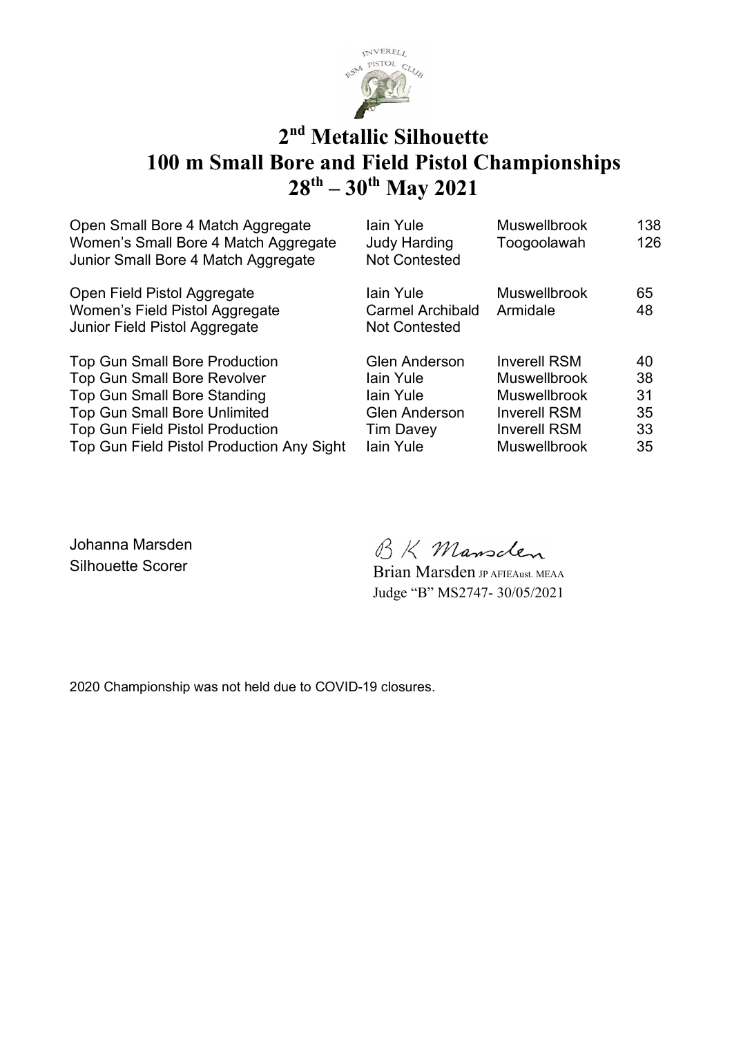# 2nd Metallic Silhouette
# 100 m Small Bore and Field Pistol Championships
# 28th – 30th May 2021

| | | | |
|---|---|---|---|
| Open Small Bore 4 Match Aggregate | Iain Yule | Muswellbrook | 138 |
| Women's Small Bore 4 Match Aggregate | Judy Harding | Toogoolawah | 126 |
| Junior Small Bore 4 Match Aggregate | Not Contested | | |
| Open Field Pistol Aggregate | Iain Yule | Muswellbrook | 65 |
| Women's Field Pistol Aggregate | Carmel Archibald | Armidale | 48 |
| Junior Field Pistol Aggregate | Not Contested | | |
| Top Gun Small Bore Production | Glen Anderson | Inverell RSM | 40 |
| Top Gun Small Bore Revolver | Iain Yule | Muswellbrook | 38 |
| Top Gun Small Bore Standing | Iain Yule | Muswellbrook | 31 |
| Top Gun Small Bore Unlimited | Glen Anderson | Inverell RSM | 35 |
| Top Gun Field Pistol Production | Tim Davey | Inverell RSM | 33 |
| Top Gun Field Pistol Production Any Sight | Iain Yule | Muswellbrook | 35 |

Johanna Marsden
Silhouette Scorer

B K Marsden
Brian Marsden JP AFIEAust. MEAA
Judge "B" MS2747- 30/05/2021

2020 Championship was not held due to COVID-19 closures.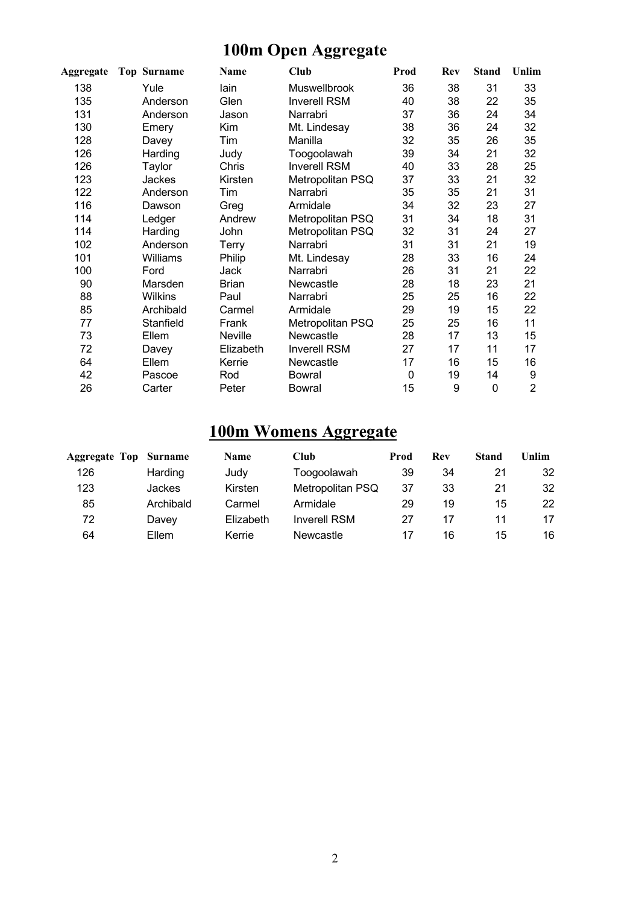# 100m Open Aggregate

| Aggregate | Top | Surname | Name | Club | Prod | Rev | Stand | Unlim |
|---|---|---|---|---|---|---|---|---|
| 138 | | Yule | Iain | Muswellbrook | 36 | 38 | 31 | 33 |
| 135 | | Anderson | Glen | Inverell RSM | 40 | 38 | 22 | 35 |
| 131 | | Anderson | Jason | Narrabri | 37 | 36 | 24 | 34 |
| 130 | | Emery | Kim | Mt. Lindesay | 38 | 36 | 24 | 32 |
| 128 | | Davey | Tim | Manilla | 32 | 35 | 26 | 35 |
| 126 | | Harding | Judy | Toogoolawah | 39 | 34 | 21 | 32 |
| 126 | | Taylor | Chris | Inverell RSM | 40 | 33 | 28 | 25 |
| 123 | | Jackes | Kirsten | Metropolitan PSQ | 37 | 33 | 21 | 32 |
| 122 | | Anderson | Tim | Narrabri | 35 | 35 | 21 | 31 |
| 116 | | Dawson | Greg | Armidale | 34 | 32 | 23 | 27 |
| 114 | | Ledger | Andrew | Metropolitan PSQ | 31 | 34 | 18 | 31 |
| 114 | | Harding | John | Metropolitan PSQ | 32 | 31 | 24 | 27 |
| 102 | | Anderson | Terry | Narrabri | 31 | 31 | 21 | 19 |
| 101 | | Williams | Philip | Mt. Lindesay | 28 | 33 | 16 | 24 |
| 100 | | Ford | Jack | Narrabri | 26 | 31 | 21 | 22 |
| 90 | | Marsden | Brian | Newcastle | 28 | 18 | 23 | 21 |
| 88 | | Wilkins | Paul | Narrabri | 25 | 25 | 16 | 22 |
| 85 | | Archibald | Carmel | Armidale | 29 | 19 | 15 | 22 |
| 77 | | Stanfield | Frank | Metropolitan PSQ | 25 | 25 | 16 | 11 |
| 73 | | Ellem | Neville | Newcastle | 28 | 17 | 13 | 15 |
| 72 | | Davey | Elizabeth | Inverell RSM | 27 | 17 | 11 | 17 |
| 64 | | Ellem | Kerrie | Newcastle | 17 | 16 | 15 | 16 |
| 42 | | Pascoe | Rod | Bowral | 0 | 19 | 14 | 9 |
| 26 | | Carter | Peter | Bowral | 15 | 9 | 0 | 2 |

# 100m Womens Aggregate

| Aggregate | Top | Surname | Name | Club | Prod | Rev | Stand | Unlim |
|---|---|---|---|---|---|---|---|---|
| 126 | | Harding | Judy | Toogoolawah | 39 | 34 | 21 | 32 |
| 123 | | Jackes | Kirsten | Metropolitan PSQ | 37 | 33 | 21 | 32 |
| 85 | | Archibald | Carmel | Armidale | 29 | 19 | 15 | 22 |
| 72 | | Davey | Elizabeth | Inverell RSM | 27 | 17 | 11 | 17 |
| 64 | | Ellem | Kerrie | Newcastle | 17 | 16 | 15 | 16 |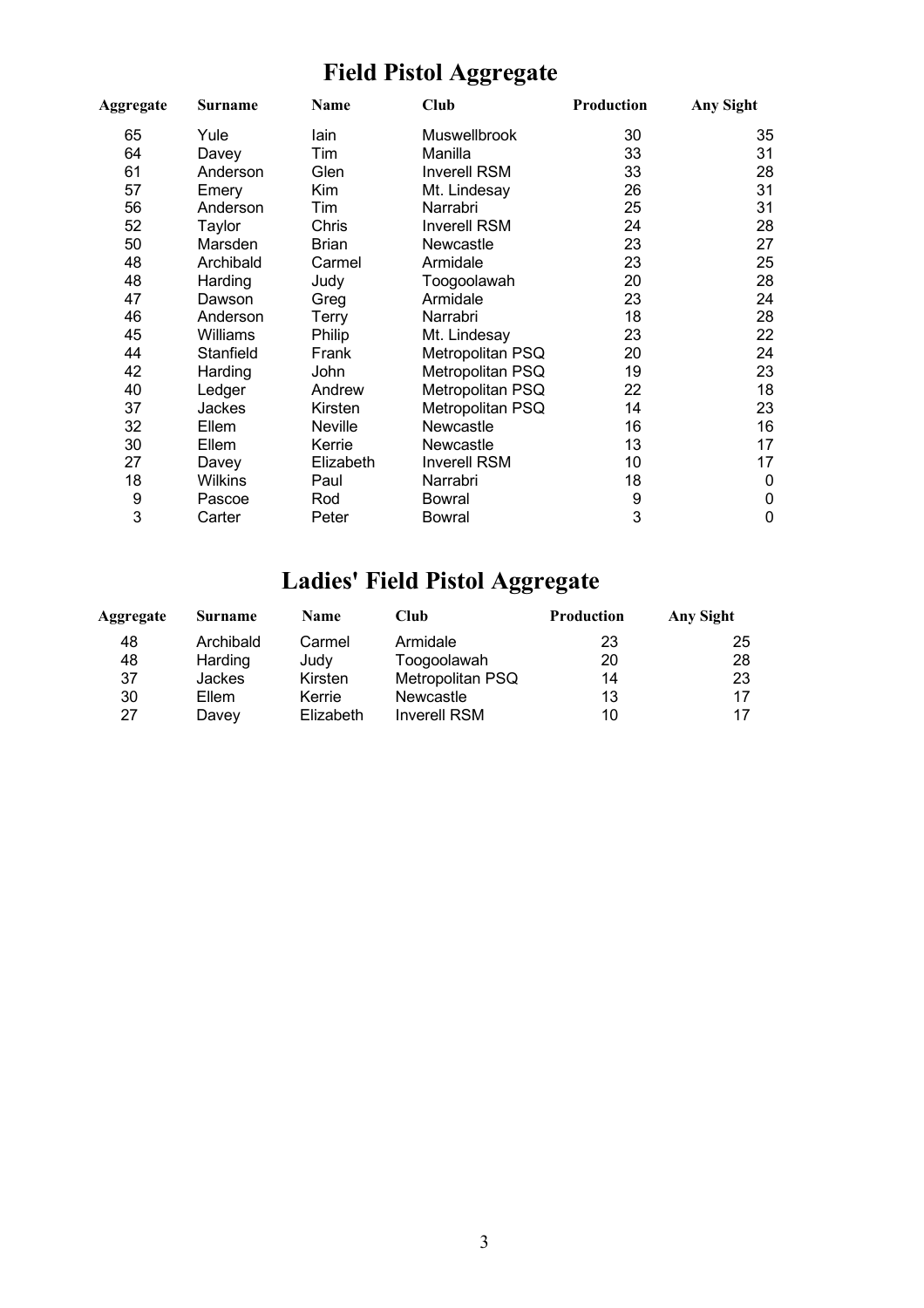# Field Pistol Aggregate

| Aggregate | Surname | Name | Club | Production | Any Sight |
|---|---|---|---|---|---|
| 65 | Yule | Iain | Muswellbrook | 30 | 35 |
| 64 | Davey | Tim | Manilla | 33 | 31 |
| 61 | Anderson | Glen | Inverell RSM | 33 | 28 |
| 57 | Emery | Kim | Mt. Lindesay | 26 | 31 |
| 56 | Anderson | Tim | Narrabri | 25 | 31 |
| 52 | Taylor | Chris | Inverell RSM | 24 | 28 |
| 50 | Marsden | Brian | Newcastle | 23 | 27 |
| 48 | Archibald | Carmel | Armidale | 23 | 25 |
| 48 | Harding | Judy | Toogoolawah | 20 | 28 |
| 47 | Dawson | Greg | Armidale | 23 | 24 |
| 46 | Anderson | Terry | Narrabri | 18 | 28 |
| 45 | Williams | Philip | Mt. Lindesay | 23 | 22 |
| 44 | Stanfield | Frank | Metropolitan PSQ | 20 | 24 |
| 42 | Harding | John | Metropolitan PSQ | 19 | 23 |
| 40 | Ledger | Andrew | Metropolitan PSQ | 22 | 18 |
| 37 | Jackes | Kirsten | Metropolitan PSQ | 14 | 23 |
| 32 | Ellem | Neville | Newcastle | 16 | 16 |
| 30 | Ellem | Kerrie | Newcastle | 13 | 17 |
| 27 | Davey | Elizabeth | Inverell RSM | 10 | 17 |
| 18 | Wilkins | Paul | Narrabri | 18 | 0 |
| 9 | Pascoe | Rod | Bowral | 9 | 0 |
| 3 | Carter | Peter | Bowral | 3 | 0 |

# Ladies' Field Pistol Aggregate

| Aggregate | Surname | Name | Club | Production | Any Sight |
|---|---|---|---|---|---|
| 48 | Archibald | Carmel | Armidale | 23 | 25 |
| 48 | Harding | Judy | Toogoolawah | 20 | 28 |
| 37 | Jackes | Kirsten | Metropolitan PSQ | 14 | 23 |
| 30 | Ellem | Kerrie | Newcastle | 13 | 17 |
| 27 | Davey | Elizabeth | Inverell RSM | 10 | 17 |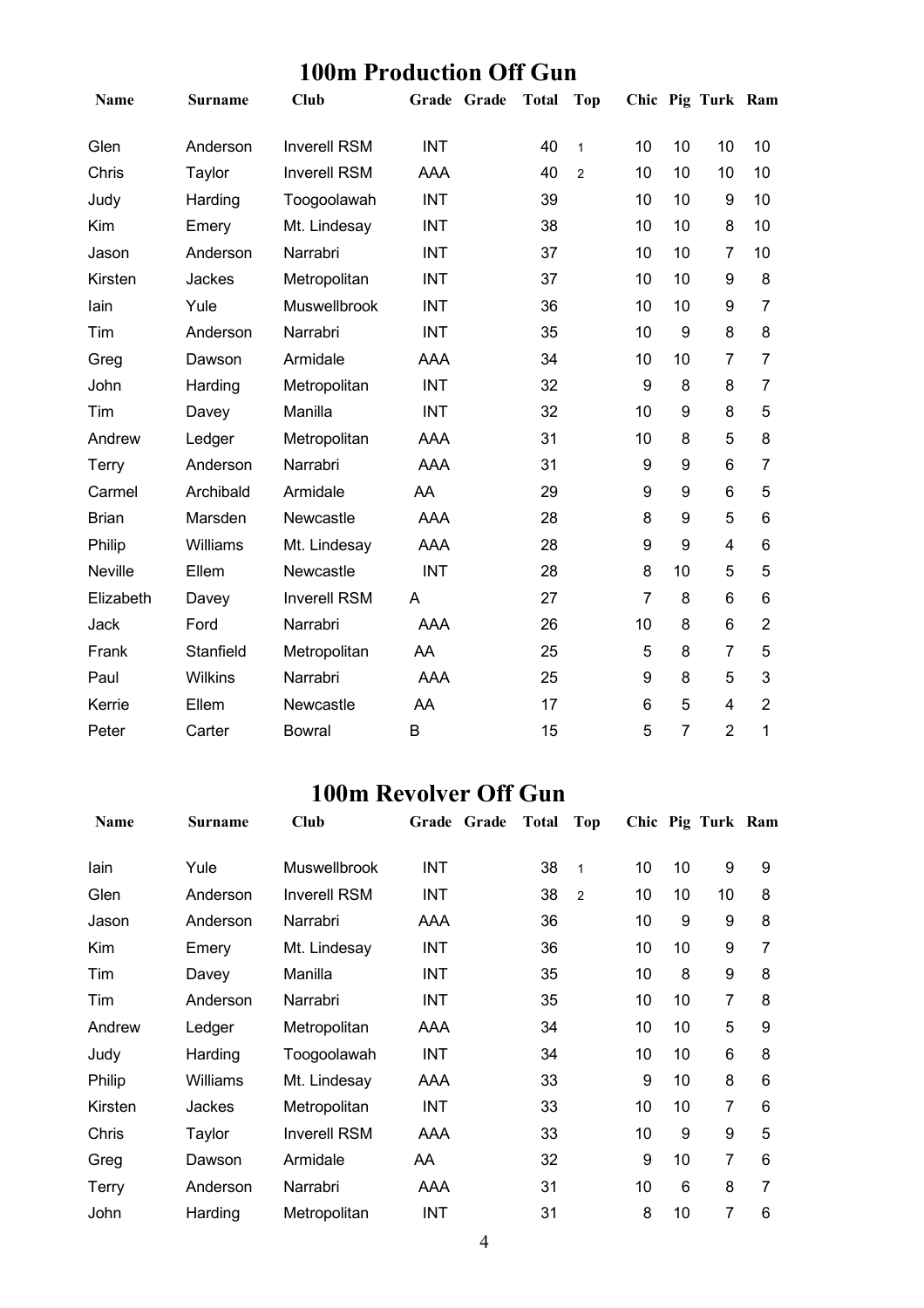# 100m Production Off Gun

| Name | Surname | Club | Grade | Grade | Total | Top | Chic | Pig | Turk | Ram |
|---|---|---|---|---|---|---|---|---|---|---|
| Glen | Anderson | Inverell RSM | INT | | 40 | 1 | 10 | 10 | 10 | 10 |
| Chris | Taylor | Inverell RSM | AAA | | 40 | 2 | 10 | 10 | 10 | 10 |
| Judy | Harding | Toogoolawah | INT | | 39 | | 10 | 10 | 9 | 10 |
| Kim | Emery | Mt. Lindesay | INT | | 38 | | 10 | 10 | 8 | 10 |
| Jason | Anderson | Narrabri | INT | | 37 | | 10 | 10 | 7 | 10 |
| Kirsten | Jackes | Metropolitan | INT | | 37 | | 10 | 10 | 9 | 8 |
| Iain | Yule | Muswellbrook | INT | | 36 | | 10 | 10 | 9 | 7 |
| Tim | Anderson | Narrabri | INT | | 35 | | 10 | 9 | 8 | 8 |
| Greg | Dawson | Armidale | AAA | | 34 | | 10 | 10 | 7 | 7 |
| John | Harding | Metropolitan | INT | | 32 | | 9 | 8 | 8 | 7 |
| Tim | Davey | Manilla | INT | | 32 | | 10 | 9 | 8 | 5 |
| Andrew | Ledger | Metropolitan | AAA | | 31 | | 10 | 8 | 5 | 8 |
| Terry | Anderson | Narrabri | AAA | | 31 | | 9 | 9 | 6 | 7 |
| Carmel | Archibald | Armidale | AA | | 29 | | 9 | 9 | 6 | 5 |
| Brian | Marsden | Newcastle | AAA | | 28 | | 8 | 9 | 5 | 6 |
| Philip | Williams | Mt. Lindesay | AAA | | 28 | | 9 | 9 | 4 | 6 |
| Neville | Ellem | Newcastle | INT | | 28 | | 8 | 10 | 5 | 5 |
| Elizabeth | Davey | Inverell RSM | A | | 27 | | 7 | 8 | 6 | 6 |
| Jack | Ford | Narrabri | AAA | | 26 | | 10 | 8 | 6 | 2 |
| Frank | Stanfield | Metropolitan | AA | | 25 | | 5 | 8 | 7 | 5 |
| Paul | Wilkins | Narrabri | AAA | | 25 | | 9 | 8 | 5 | 3 |
| Kerrie | Ellem | Newcastle | AA | | 17 | | 6 | 5 | 4 | 2 |
| Peter | Carter | Bowral | B | | 15 | | 5 | 7 | 2 | 1 |

# 100m Revolver Off Gun

| Name | Surname | Club | Grade | Grade | Total | Top | Chic | Pig | Turk | Ram |
|---|---|---|---|---|---|---|---|---|---|---|
| Iain | Yule | Muswellbrook | INT | | 38 | 1 | 10 | 10 | 9 | 9 |
| Glen | Anderson | Inverell RSM | INT | | 38 | 2 | 10 | 10 | 10 | 8 |
| Jason | Anderson | Narrabri | AAA | | 36 | | 10 | 9 | 9 | 8 |
| Kim | Emery | Mt. Lindesay | INT | | 36 | | 10 | 10 | 9 | 7 |
| Tim | Davey | Manilla | INT | | 35 | | 10 | 8 | 9 | 8 |
| Tim | Anderson | Narrabri | INT | | 35 | | 10 | 10 | 7 | 8 |
| Andrew | Ledger | Metropolitan | AAA | | 34 | | 10 | 10 | 5 | 9 |
| Judy | Harding | Toogoolawah | INT | | 34 | | 10 | 10 | 6 | 8 |
| Philip | Williams | Mt. Lindesay | AAA | | 33 | | 9 | 10 | 8 | 6 |
| Kirsten | Jackes | Metropolitan | INT | | 33 | | 10 | 10 | 7 | 6 |
| Chris | Taylor | Inverell RSM | AAA | | 33 | | 10 | 9 | 9 | 5 |
| Greg | Dawson | Armidale | AA | | 32 | | 9 | 10 | 7 | 6 |
| Terry | Anderson | Narrabri | AAA | | 31 | | 10 | 6 | 8 | 7 |
| John | Harding | Metropolitan | INT | | 31 | | 8 | 10 | 7 | 6 |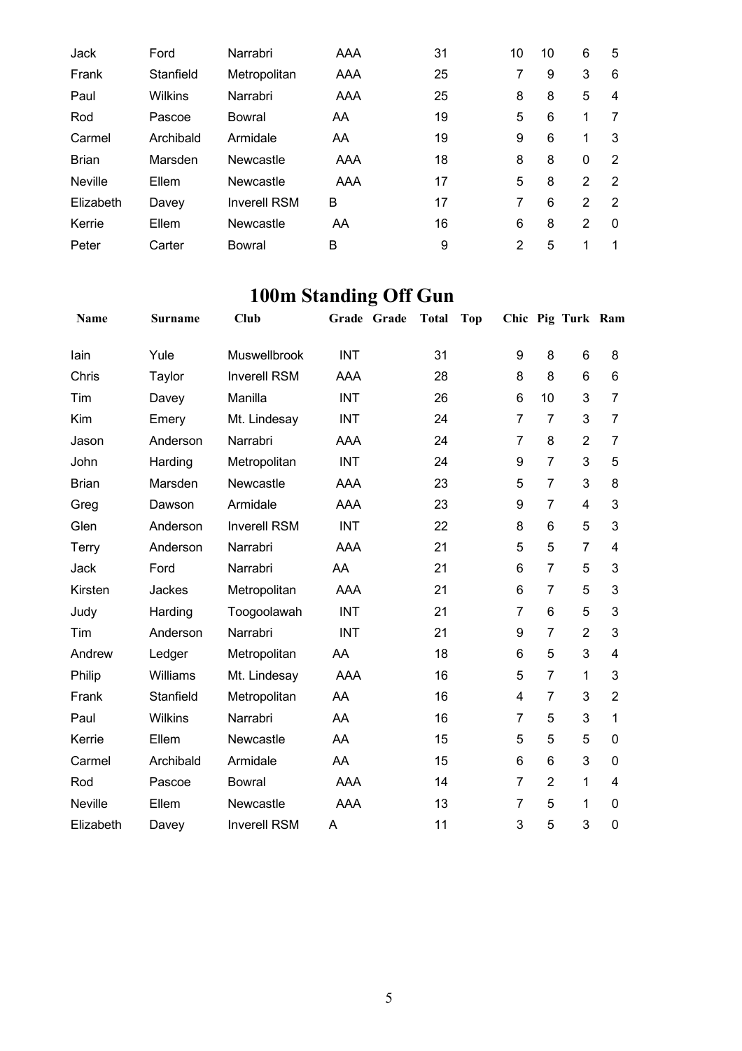| Jack | Ford | Narrabri | AAA | | 31 | | 10 | 10 | 6 | 5 |
|---|---|---|---|---|---|---|---|---|---|---|
| Frank | Stanfield | Metropolitan | AAA | | 25 | | 7 | 9 | 3 | 6 |
| Paul | Wilkins | Narrabri | AAA | | 25 | | 8 | 8 | 5 | 4 |
| Rod | Pascoe | Bowral | AA | | 19 | | 5 | 6 | 1 | 7 |
| Carmel | Archibald | Armidale | AA | | 19 | | 9 | 6 | 1 | 3 |
| Brian | Marsden | Newcastle | AAA | | 18 | | 8 | 8 | 0 | 2 |
| Neville | Ellem | Newcastle | AAA | | 17 | | 5 | 8 | 2 | 2 |
| Elizabeth | Davey | Inverell RSM | B | | 17 | | 7 | 6 | 2 | 2 |
| Kerrie | Ellem | Newcastle | AA | | 16 | | 6 | 8 | 2 | 0 |
| Peter | Carter | Bowral | B | | 9 | | 2 | 5 | 1 | 1 |

# 100m Standing Off Gun

| Name | Surname | Club | Grade | Grade | Total | Top | Chic | Pig | Turk | Ram |
|---|---|---|---|---|---|---|---|---|---|---|
| Iain | Yule | Muswellbrook | INT | | 31 | | 9 | 8 | 6 | 8 |
| Chris | Taylor | Inverell RSM | AAA | | 28 | | 8 | 8 | 6 | 6 |
| Tim | Davey | Manilla | INT | | 26 | | 6 | 10 | 3 | 7 |
| Kim | Emery | Mt. Lindesay | INT | | 24 | | 7 | 7 | 3 | 7 |
| Jason | Anderson | Narrabri | AAA | | 24 | | 7 | 8 | 2 | 7 |
| John | Harding | Metropolitan | INT | | 24 | | 9 | 7 | 3 | 5 |
| Brian | Marsden | Newcastle | AAA | | 23 | | 5 | 7 | 3 | 8 |
| Greg | Dawson | Armidale | AAA | | 23 | | 9 | 7 | 4 | 3 |
| Glen | Anderson | Inverell RSM | INT | | 22 | | 8 | 6 | 5 | 3 |
| Terry | Anderson | Narrabri | AAA | | 21 | | 5 | 5 | 7 | 4 |
| Jack | Ford | Narrabri | AA | | 21 | | 6 | 7 | 5 | 3 |
| Kirsten | Jackes | Metropolitan | AAA | | 21 | | 6 | 7 | 5 | 3 |
| Judy | Harding | Toogoolawah | INT | | 21 | | 7 | 6 | 5 | 3 |
| Tim | Anderson | Narrabri | INT | | 21 | | 9 | 7 | 2 | 3 |
| Andrew | Ledger | Metropolitan | AA | | 18 | | 6 | 5 | 3 | 4 |
| Philip | Williams | Mt. Lindesay | AAA | | 16 | | 5 | 7 | 1 | 3 |
| Frank | Stanfield | Metropolitan | AA | | 16 | | 4 | 7 | 3 | 2 |
| Paul | Wilkins | Narrabri | AA | | 16 | | 7 | 5 | 3 | 1 |
| Kerrie | Ellem | Newcastle | AA | | 15 | | 5 | 5 | 5 | 0 |
| Carmel | Archibald | Armidale | AA | | 15 | | 6 | 6 | 3 | 0 |
| Rod | Pascoe | Bowral | AAA | | 14 | | 7 | 2 | 1 | 4 |
| Neville | Ellem | Newcastle | AAA | | 13 | | 7 | 5 | 1 | 0 |
| Elizabeth | Davey | Inverell RSM | A | | 11 | | 3 | 5 | 3 | 0 |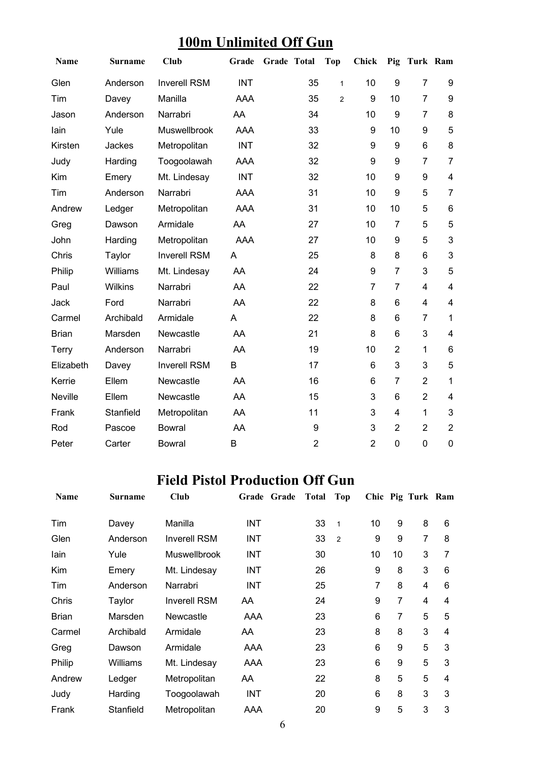# 100m Unlimited Off Gun

| Name | Surname | Club | Grade | Grade | Total | Top | Chick | Pig | Turk | Ram |
|---|---|---|---|---|---|---|---|---|---|---|
| Glen | Anderson | Inverell RSM | INT | | 35 | 1 | 10 | 9 | 7 | 9 |
| Tim | Davey | Manilla | AAA | | 35 | 2 | 9 | 10 | 7 | 9 |
| Jason | Anderson | Narrabri | AA | | 34 | | 10 | 9 | 7 | 8 |
| Iain | Yule | Muswellbrook | AAA | | 33 | | 9 | 10 | 9 | 5 |
| Kirsten | Jackes | Metropolitan | INT | | 32 | | 9 | 9 | 6 | 8 |
| Judy | Harding | Toogoolawah | AAA | | 32 | | 9 | 9 | 7 | 7 |
| Kim | Emery | Mt. Lindesay | INT | | 32 | | 10 | 9 | 9 | 4 |
| Tim | Anderson | Narrabri | AAA | | 31 | | 10 | 9 | 5 | 7 |
| Andrew | Ledger | Metropolitan | AAA | | 31 | | 10 | 10 | 5 | 6 |
| Greg | Dawson | Armidale | AA | | 27 | | 10 | 7 | 5 | 5 |
| John | Harding | Metropolitan | AAA | | 27 | | 10 | 9 | 5 | 3 |
| Chris | Taylor | Inverell RSM | A | | 25 | | 8 | 8 | 6 | 3 |
| Philip | Williams | Mt. Lindesay | AA | | 24 | | 9 | 7 | 3 | 5 |
| Paul | Wilkins | Narrabri | AA | | 22 | | 7 | 7 | 4 | 4 |
| Jack | Ford | Narrabri | AA | | 22 | | 8 | 6 | 4 | 4 |
| Carmel | Archibald | Armidale | A | | 22 | | 8 | 6 | 7 | 1 |
| Brian | Marsden | Newcastle | AA | | 21 | | 8 | 6 | 3 | 4 |
| Terry | Anderson | Narrabri | AA | | 19 | | 10 | 2 | 1 | 6 |
| Elizabeth | Davey | Inverell RSM | B | | 17 | | 6 | 3 | 3 | 5 |
| Kerrie | Ellem | Newcastle | AA | | 16 | | 6 | 7 | 2 | 1 |
| Neville | Ellem | Newcastle | AA | | 15 | | 3 | 6 | 2 | 4 |
| Frank | Stanfield | Metropolitan | AA | | 11 | | 3 | 4 | 1 | 3 |
| Rod | Pascoe | Bowral | AA | | 9 | | 3 | 2 | 2 | 2 |
| Peter | Carter | Bowral | B | | 2 | | 2 | 0 | 0 | 0 |

# Field Pistol Production Off Gun

| Name | Surname | Club | Grade | Grade | Total | Top | Chic | Pig | Turk | Ram |
|---|---|---|---|---|---|---|---|---|---|---|
| Tim | Davey | Manilla | INT | | 33 | 1 | 10 | 9 | 8 | 6 |
| Glen | Anderson | Inverell RSM | INT | | 33 | 2 | 9 | 9 | 7 | 8 |
| Iain | Yule | Muswellbrook | INT | | 30 | | 10 | 10 | 3 | 7 |
| Kim | Emery | Mt. Lindesay | INT | | 26 | | 9 | 8 | 3 | 6 |
| Tim | Anderson | Narrabri | INT | | 25 | | 7 | 8 | 4 | 6 |
| Chris | Taylor | Inverell RSM | AA | | 24 | | 9 | 7 | 4 | 4 |
| Brian | Marsden | Newcastle | AAA | | 23 | | 6 | 7 | 5 | 5 |
| Carmel | Archibald | Armidale | AA | | 23 | | 8 | 8 | 3 | 4 |
| Greg | Dawson | Armidale | AAA | | 23 | | 6 | 9 | 5 | 3 |
| Philip | Williams | Mt. Lindesay | AAA | | 23 | | 6 | 9 | 5 | 3 |
| Andrew | Ledger | Metropolitan | AA | | 22 | | 8 | 5 | 5 | 4 |
| Judy | Harding | Toogoolawah | INT | | 20 | | 6 | 8 | 3 | 3 |
| Frank | Stanfield | Metropolitan | AAA | | 20 | | 9 | 5 | 3 | 3 |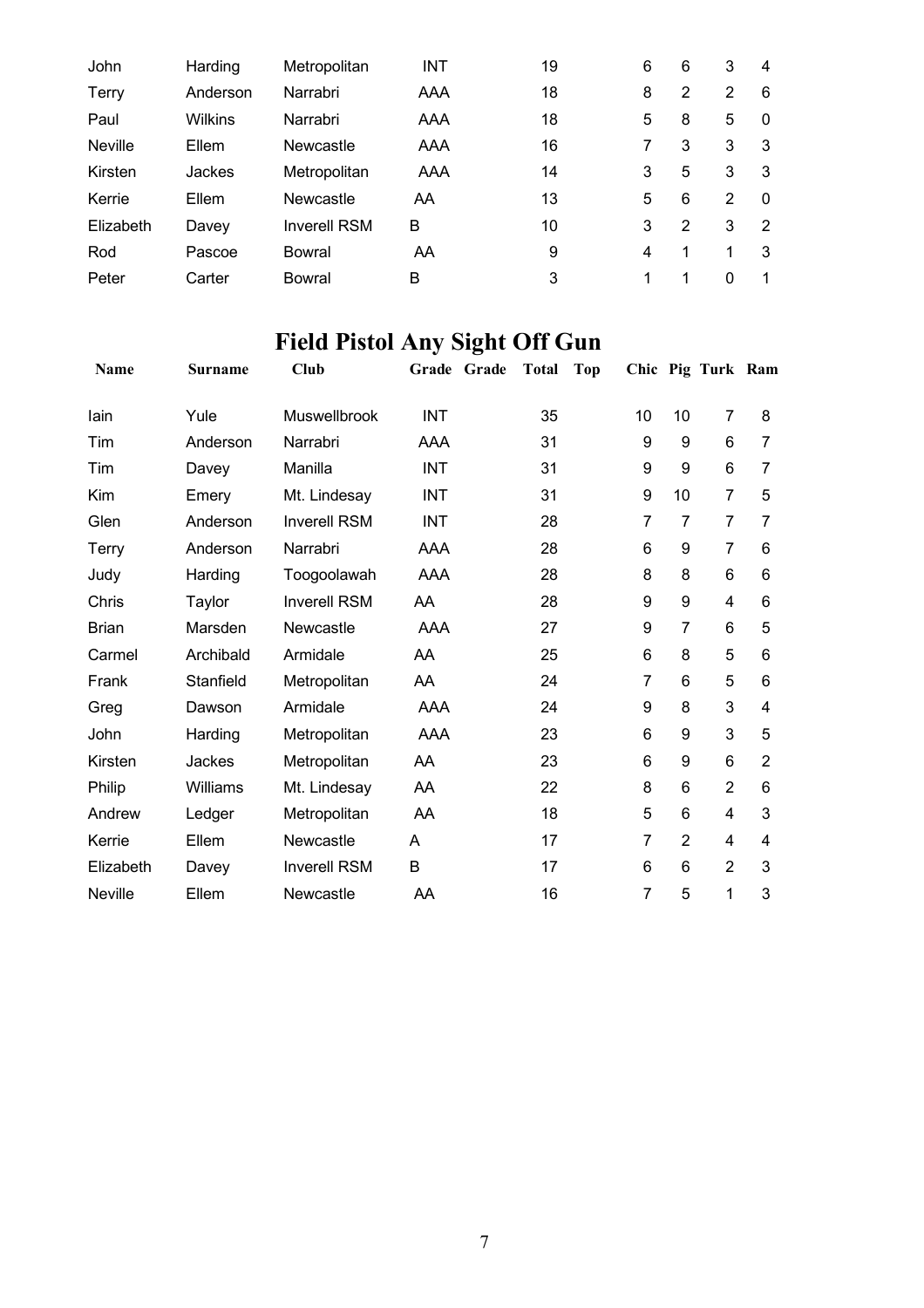| | | | | | | | | | | |
|---|---|---|---|---|---|---|---|---|---|---|
| John | Harding | Metropolitan | INT | | 19 | | 6 | 6 | 3 | 4 |
| Terry | Anderson | Narrabri | AAA | | 18 | | 8 | 2 | 2 | 6 |
| Paul | Wilkins | Narrabri | AAA | | 18 | | 5 | 8 | 5 | 0 |
| Neville | Ellem | Newcastle | AAA | | 16 | | 7 | 3 | 3 | 3 |
| Kirsten | Jackes | Metropolitan | AAA | | 14 | | 3 | 5 | 3 | 3 |
| Kerrie | Ellem | Newcastle | AA | | 13 | | 5 | 6 | 2 | 0 |
| Elizabeth | Davey | Inverell RSM | B | | 10 | | 3 | 2 | 3 | 2 |
| Rod | Pascoe | Bowral | AA | | 9 | | 4 | 1 | 1 | 3 |
| Peter | Carter | Bowral | B | | 3 | | 1 | 1 | 0 | 1 |

# Field Pistol Any Sight Off Gun

| Name | Surname | Club | Grade | Grade | Total | Top | Chic | Pig | Turk | Ram |
|---|---|---|---|---|---|---|---|---|---|---|
| Iain | Yule | Muswellbrook | INT | | 35 | | 10 | 10 | 7 | 8 |
| Tim | Anderson | Narrabri | AAA | | 31 | | 9 | 9 | 6 | 7 |
| Tim | Davey | Manilla | INT | | 31 | | 9 | 9 | 6 | 7 |
| Kim | Emery | Mt. Lindesay | INT | | 31 | | 9 | 10 | 7 | 5 |
| Glen | Anderson | Inverell RSM | INT | | 28 | | 7 | 7 | 7 | 7 |
| Terry | Anderson | Narrabri | AAA | | 28 | | 6 | 9 | 7 | 6 |
| Judy | Harding | Toogoolawah | AAA | | 28 | | 8 | 8 | 6 | 6 |
| Chris | Taylor | Inverell RSM | AA | | 28 | | 9 | 9 | 4 | 6 |
| Brian | Marsden | Newcastle | AAA | | 27 | | 9 | 7 | 6 | 5 |
| Carmel | Archibald | Armidale | AA | | 25 | | 6 | 8 | 5 | 6 |
| Frank | Stanfield | Metropolitan | AA | | 24 | | 7 | 6 | 5 | 6 |
| Greg | Dawson | Armidale | AAA | | 24 | | 9 | 8 | 3 | 4 |
| John | Harding | Metropolitan | AAA | | 23 | | 6 | 9 | 3 | 5 |
| Kirsten | Jackes | Metropolitan | AA | | 23 | | 6 | 9 | 6 | 2 |
| Philip | Williams | Mt. Lindesay | AA | | 22 | | 8 | 6 | 2 | 6 |
| Andrew | Ledger | Metropolitan | AA | | 18 | | 5 | 6 | 4 | 3 |
| Kerrie | Ellem | Newcastle | A | | 17 | | 7 | 2 | 4 | 4 |
| Elizabeth | Davey | Inverell RSM | B | | 17 | | 6 | 6 | 2 | 3 |
| Neville | Ellem | Newcastle | AA | | 16 | | 7 | 5 | 1 | 3 |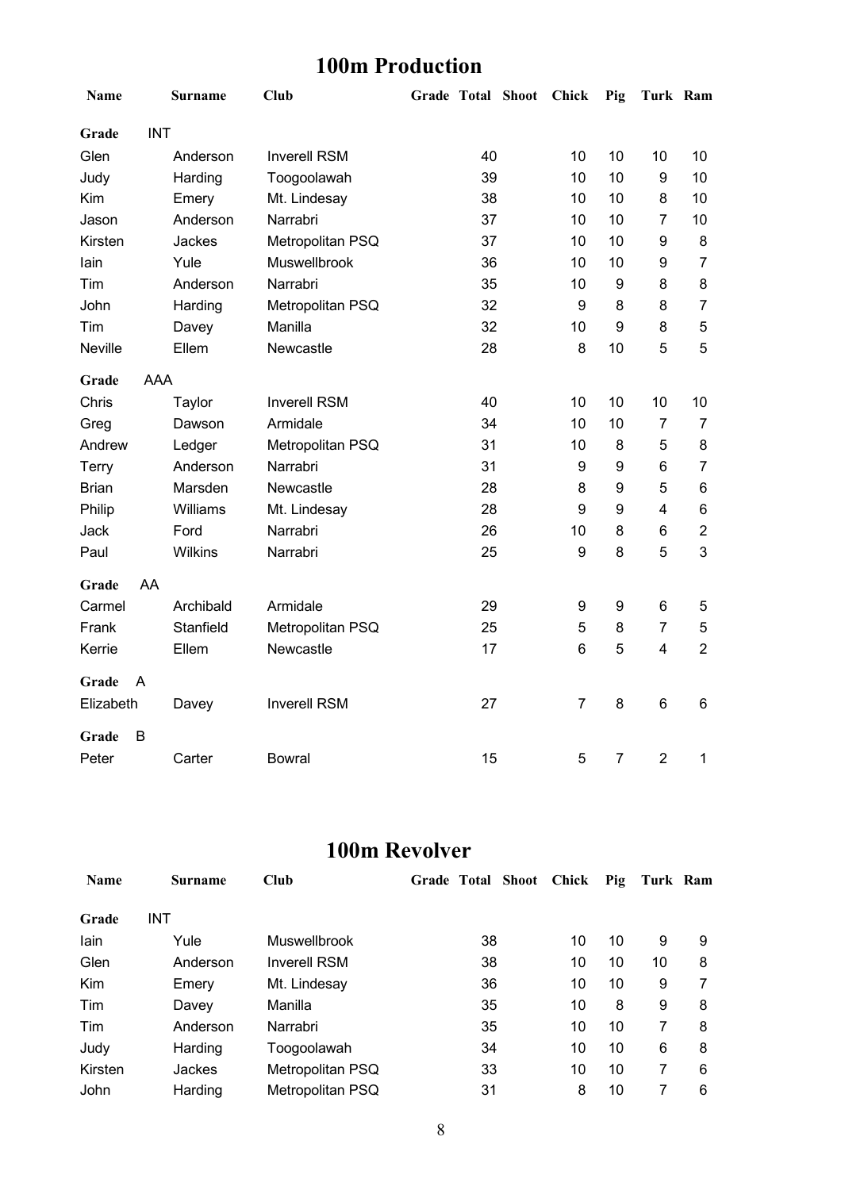## 100m Production

| Name | Surname | Club | Grade | Total | Shoot | Chick | Pig | Turk | Ram |
|---|---|---|---|---|---|---|---|---|---|
| **Grade** | INT | | | | | | | | |
| Glen | Anderson | Inverell RSM | | 40 | | 10 | 10 | 10 | 10 |
| Judy | Harding | Toogoolawah | | 39 | | 10 | 10 | 9 | 10 |
| Kim | Emery | Mt. Lindesay | | 38 | | 10 | 10 | 8 | 10 |
| Jason | Anderson | Narrabri | | 37 | | 10 | 10 | 7 | 10 |
| Kirsten | Jackes | Metropolitan PSQ | | 37 | | 10 | 10 | 9 | 8 |
| Iain | Yule | Muswellbrook | | 36 | | 10 | 10 | 9 | 7 |
| Tim | Anderson | Narrabri | | 35 | | 10 | 9 | 8 | 8 |
| John | Harding | Metropolitan PSQ | | 32 | | 9 | 8 | 8 | 7 |
| Tim | Davey | Manilla | | 32 | | 10 | 9 | 8 | 5 |
| Neville | Ellem | Newcastle | | 28 | | 8 | 10 | 5 | 5 |
| **Grade** | AAA | | | | | | | | |
| Chris | Taylor | Inverell RSM | | 40 | | 10 | 10 | 10 | 10 |
| Greg | Dawson | Armidale | | 34 | | 10 | 10 | 7 | 7 |
| Andrew | Ledger | Metropolitan PSQ | | 31 | | 10 | 8 | 5 | 8 |
| Terry | Anderson | Narrabri | | 31 | | 9 | 9 | 6 | 7 |
| Brian | Marsden | Newcastle | | 28 | | 8 | 9 | 5 | 6 |
| Philip | Williams | Mt. Lindesay | | 28 | | 9 | 9 | 4 | 6 |
| Jack | Ford | Narrabri | | 26 | | 10 | 8 | 6 | 2 |
| Paul | Wilkins | Narrabri | | 25 | | 9 | 8 | 5 | 3 |
| **Grade** | AA | | | | | | | | |
| Carmel | Archibald | Armidale | | 29 | | 9 | 9 | 6 | 5 |
| Frank | Stanfield | Metropolitan PSQ | | 25 | | 5 | 8 | 7 | 5 |
| Kerrie | Ellem | Newcastle | | 17 | | 6 | 5 | 4 | 2 |
| **Grade** | A | | | | | | | | |
| Elizabeth | Davey | Inverell RSM | | 27 | | 7 | 8 | 6 | 6 |
| **Grade** | B | | | | | | | | |
| Peter | Carter | Bowral | | 15 | | 5 | 7 | 2 | 1 |

## 100m Revolver

| Name | Surname | Club | Grade | Total | Shoot | Chick | Pig | Turk | Ram |
|---|---|---|---|---|---|---|---|---|---|
| **Grade** | INT | | | | | | | | |
| Iain | Yule | Muswellbrook | | 38 | | 10 | 10 | 9 | 9 |
| Glen | Anderson | Inverell RSM | | 38 | | 10 | 10 | 10 | 8 |
| Kim | Emery | Mt. Lindesay | | 36 | | 10 | 10 | 9 | 7 |
| Tim | Davey | Manilla | | 35 | | 10 | 8 | 9 | 8 |
| Tim | Anderson | Narrabri | | 35 | | 10 | 10 | 7 | 8 |
| Judy | Harding | Toogoolawah | | 34 | | 10 | 10 | 6 | 8 |
| Kirsten | Jackes | Metropolitan PSQ | | 33 | | 10 | 10 | 7 | 6 |
| John | Harding | Metropolitan PSQ | | 31 | | 8 | 10 | 7 | 6 |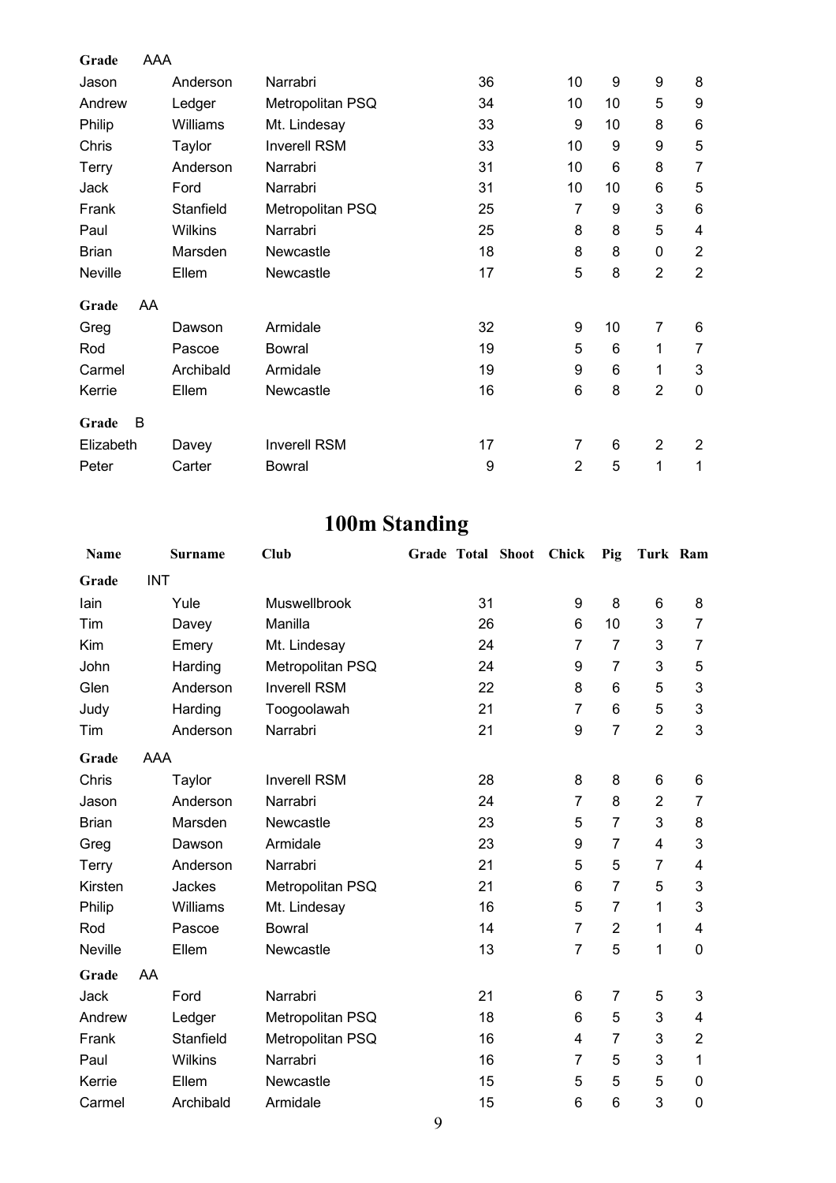| | | | | | | | | |
|---|---|---|---|---|---|---|---|---|
| **Grade** | AAA | | | | | | | |
| Jason | Anderson | Narrabri | 36 | | 10 | 9 | 9 | 8 |
| Andrew | Ledger | Metropolitan PSQ | 34 | | 10 | 10 | 5 | 9 |
| Philip | Williams | Mt. Lindesay | 33 | | 9 | 10 | 8 | 6 |
| Chris | Taylor | Inverell RSM | 33 | | 10 | 9 | 9 | 5 |
| Terry | Anderson | Narrabri | 31 | | 10 | 6 | 8 | 7 |
| Jack | Ford | Narrabri | 31 | | 10 | 10 | 6 | 5 |
| Frank | Stanfield | Metropolitan PSQ | 25 | | 7 | 9 | 3 | 6 |
| Paul | Wilkins | Narrabri | 25 | | 8 | 8 | 5 | 4 |
| Brian | Marsden | Newcastle | 18 | | 8 | 8 | 0 | 2 |
| Neville | Ellem | Newcastle | 17 | | 5 | 8 | 2 | 2 |
| **Grade** | AA | | | | | | | |
| Greg | Dawson | Armidale | 32 | | 9 | 10 | 7 | 6 |
| Rod | Pascoe | Bowral | 19 | | 5 | 6 | 1 | 7 |
| Carmel | Archibald | Armidale | 19 | | 9 | 6 | 1 | 3 |
| Kerrie | Ellem | Newcastle | 16 | | 6 | 8 | 2 | 0 |
| **Grade** | B | | | | | | | |
| Elizabeth | Davey | Inverell RSM | 17 | | 7 | 6 | 2 | 2 |
| Peter | Carter | Bowral | 9 | | 2 | 5 | 1 | 1 |

# 100m Standing

| Name | Surname | Club | Grade | Total | Shoot | Chick | Pig | Turk | Ram |
|---|---|---|---|---|---|---|---|---|---|
| **Grade** | INT | | | | | | | | |
| Iain | Yule | Muswellbrook | | 31 | | 9 | 8 | 6 | 8 |
| Tim | Davey | Manilla | | 26 | | 6 | 10 | 3 | 7 |
| Kim | Emery | Mt. Lindesay | | 24 | | 7 | 7 | 3 | 7 |
| John | Harding | Metropolitan PSQ | | 24 | | 9 | 7 | 3 | 5 |
| Glen | Anderson | Inverell RSM | | 22 | | 8 | 6 | 5 | 3 |
| Judy | Harding | Toogoolawah | | 21 | | 7 | 6 | 5 | 3 |
| Tim | Anderson | Narrabri | | 21 | | 9 | 7 | 2 | 3 |
| **Grade** | AAA | | | | | | | | |
| Chris | Taylor | Inverell RSM | | 28 | | 8 | 8 | 6 | 6 |
| Jason | Anderson | Narrabri | | 24 | | 7 | 8 | 2 | 7 |
| Brian | Marsden | Newcastle | | 23 | | 5 | 7 | 3 | 8 |
| Greg | Dawson | Armidale | | 23 | | 9 | 7 | 4 | 3 |
| Terry | Anderson | Narrabri | | 21 | | 5 | 5 | 7 | 4 |
| Kirsten | Jackes | Metropolitan PSQ | | 21 | | 6 | 7 | 5 | 3 |
| Philip | Williams | Mt. Lindesay | | 16 | | 5 | 7 | 1 | 3 |
| Rod | Pascoe | Bowral | | 14 | | 7 | 2 | 1 | 4 |
| Neville | Ellem | Newcastle | | 13 | | 7 | 5 | 1 | 0 |
| **Grade** | AA | | | | | | | | |
| Jack | Ford | Narrabri | | 21 | | 6 | 7 | 5 | 3 |
| Andrew | Ledger | Metropolitan PSQ | | 18 | | 6 | 5 | 3 | 4 |
| Frank | Stanfield | Metropolitan PSQ | | 16 | | 4 | 7 | 3 | 2 |
| Paul | Wilkins | Narrabri | | 16 | | 7 | 5 | 3 | 1 |
| Kerrie | Ellem | Newcastle | | 15 | | 5 | 5 | 5 | 0 |
| Carmel | Archibald | Armidale | | 15 | | 6 | 6 | 3 | 0 |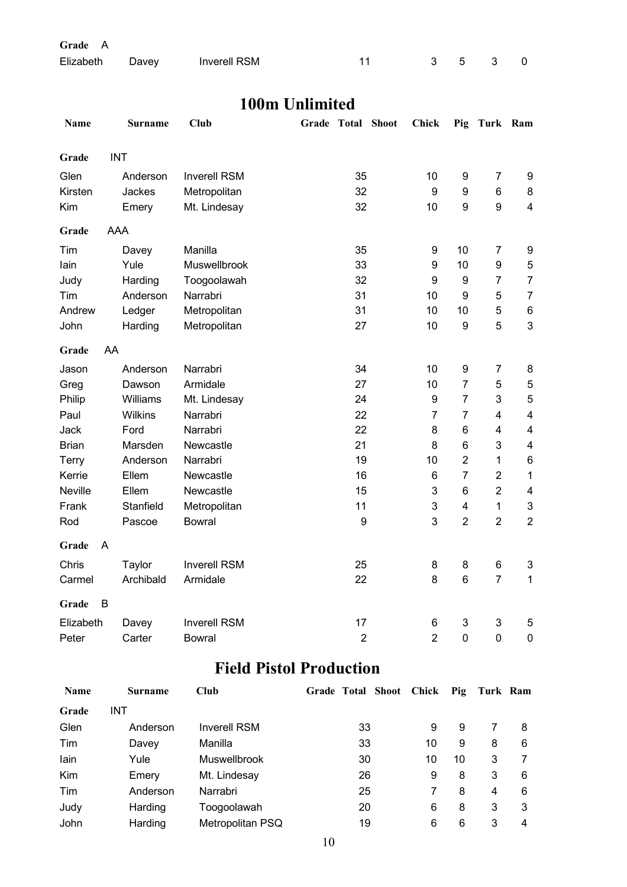| Name | Surname | Club | Grade | Total | Shoot | Chick | Pig | Turk | Ram |
|---|---|---|---|---|---|---|---|---|---|
| **Grade** A | | | | | | | | | |
| Elizabeth | Davey | Inverell RSM | | 11 | | 3 | 5 | 3 | 0 |

## 100m Unlimited

| Name | Surname | Club | Grade | Total | Shoot | Chick | Pig | Turk | Ram |
|---|---|---|---|---|---|---|---|---|---|
| **Grade** INT | | | | | | | | | |
| Glen | Anderson | Inverell RSM | | 35 | | 10 | 9 | 7 | 9 |
| Kirsten | Jackes | Metropolitan | | 32 | | 9 | 9 | 6 | 8 |
| Kim | Emery | Mt. Lindesay | | 32 | | 10 | 9 | 9 | 4 |
| **Grade** AAA | | | | | | | | | |
| Tim | Davey | Manilla | | 35 | | 9 | 10 | 7 | 9 |
| Iain | Yule | Muswellbrook | | 33 | | 9 | 10 | 9 | 5 |
| Judy | Harding | Toogoolawah | | 32 | | 9 | 9 | 7 | 7 |
| Tim | Anderson | Narrabri | | 31 | | 10 | 9 | 5 | 7 |
| Andrew | Ledger | Metropolitan | | 31 | | 10 | 10 | 5 | 6 |
| John | Harding | Metropolitan | | 27 | | 10 | 9 | 5 | 3 |
| **Grade** AA | | | | | | | | | |
| Jason | Anderson | Narrabri | | 34 | | 10 | 9 | 7 | 8 |
| Greg | Dawson | Armidale | | 27 | | 10 | 7 | 5 | 5 |
| Philip | Williams | Mt. Lindesay | | 24 | | 9 | 7 | 3 | 5 |
| Paul | Wilkins | Narrabri | | 22 | | 7 | 7 | 4 | 4 |
| Jack | Ford | Narrabri | | 22 | | 8 | 6 | 4 | 4 |
| Brian | Marsden | Newcastle | | 21 | | 8 | 6 | 3 | 4 |
| Terry | Anderson | Narrabri | | 19 | | 10 | 2 | 1 | 6 |
| Kerrie | Ellem | Newcastle | | 16 | | 6 | 7 | 2 | 1 |
| Neville | Ellem | Newcastle | | 15 | | 3 | 6 | 2 | 4 |
| Frank | Stanfield | Metropolitan | | 11 | | 3 | 4 | 1 | 3 |
| Rod | Pascoe | Bowral | | 9 | | 3 | 2 | 2 | 2 |
| **Grade** A | | | | | | | | | |
| Chris | Taylor | Inverell RSM | | 25 | | 8 | 8 | 6 | 3 |
| Carmel | Archibald | Armidale | | 22 | | 8 | 6 | 7 | 1 |
| **Grade** B | | | | | | | | | |
| Elizabeth | Davey | Inverell RSM | | 17 | | 6 | 3 | 3 | 5 |
| Peter | Carter | Bowral | | 2 | | 2 | 0 | 0 | 0 |

## Field Pistol Production

| Name | Surname | Club | Grade | Total | Shoot | Chick | Pig | Turk | Ram |
|---|---|---|---|---|---|---|---|---|---|
| **Grade** INT | | | | | | | | | |
| Glen | Anderson | Inverell RSM | | 33 | | 9 | 9 | 7 | 8 |
| Tim | Davey | Manilla | | 33 | | 10 | 9 | 8 | 6 |
| Iain | Yule | Muswellbrook | | 30 | | 10 | 10 | 3 | 7 |
| Kim | Emery | Mt. Lindesay | | 26 | | 9 | 8 | 3 | 6 |
| Tim | Anderson | Narrabri | | 25 | | 7 | 8 | 4 | 6 |
| Judy | Harding | Toogoolawah | | 20 | | 6 | 8 | 3 | 3 |
| John | Harding | Metropolitan PSQ | | 19 | | 6 | 6 | 3 | 4 |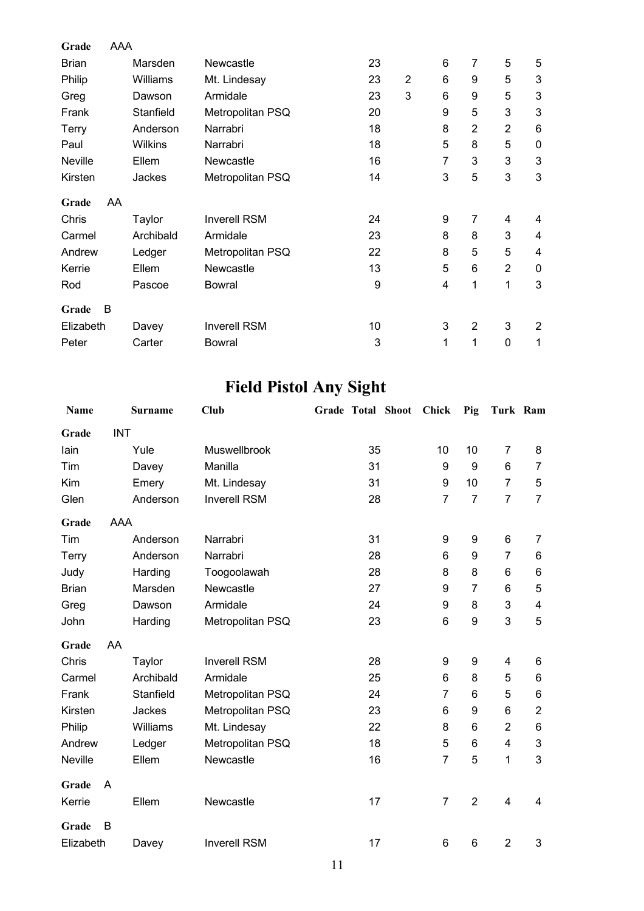| | | | | | | | | | |
|---|---|---|---|---|---|---|---|---|---|
| **Grade** | AAA | | | | | | | | |
| Brian | Marsden | Newcastle | | 23 | | 6 | 7 | 5 | 5 |
| Philip | Williams | Mt. Lindesay | | 23 | 2 | 6 | 9 | 5 | 3 |
| Greg | Dawson | Armidale | | 23 | 3 | 6 | 9 | 5 | 3 |
| Frank | Stanfield | Metropolitan PSQ | | 20 | | 9 | 5 | 3 | 3 |
| Terry | Anderson | Narrabri | | 18 | | 8 | 2 | 2 | 6 |
| Paul | Wilkins | Narrabri | | 18 | | 5 | 8 | 5 | 0 |
| Neville | Ellem | Newcastle | | 16 | | 7 | 3 | 3 | 3 |
| Kirsten | Jackes | Metropolitan PSQ | | 14 | | 3 | 5 | 3 | 3 |
| **Grade** | AA | | | | | | | | |
| Chris | Taylor | Inverell RSM | | 24 | | 9 | 7 | 4 | 4 |
| Carmel | Archibald | Armidale | | 23 | | 8 | 8 | 3 | 4 |
| Andrew | Ledger | Metropolitan PSQ | | 22 | | 8 | 5 | 5 | 4 |
| Kerrie | Ellem | Newcastle | | 13 | | 5 | 6 | 2 | 0 |
| Rod | Pascoe | Bowral | | 9 | | 4 | 1 | 1 | 3 |
| **Grade** | B | | | | | | | | |
| Elizabeth | Davey | Inverell RSM | | 10 | | 3 | 2 | 3 | 2 |
| Peter | Carter | Bowral | | 3 | | 1 | 1 | 0 | 1 |

# Field Pistol Any Sight

| Name | Surname | Club | Grade | Total | Shoot | Chick | Pig | Turk | Ram |
|---|---|---|---|---|---|---|---|---|---|
| **Grade** | INT | | | | | | | | |
| Iain | Yule | Muswellbrook | | 35 | | 10 | 10 | 7 | 8 |
| Tim | Davey | Manilla | | 31 | | 9 | 9 | 6 | 7 |
| Kim | Emery | Mt. Lindesay | | 31 | | 9 | 10 | 7 | 5 |
| Glen | Anderson | Inverell RSM | | 28 | | 7 | 7 | 7 | 7 |
| **Grade** | AAA | | | | | | | | |
| Tim | Anderson | Narrabri | | 31 | | 9 | 9 | 6 | 7 |
| Terry | Anderson | Narrabri | | 28 | | 6 | 9 | 7 | 6 |
| Judy | Harding | Toogoolawah | | 28 | | 8 | 8 | 6 | 6 |
| Brian | Marsden | Newcastle | | 27 | | 9 | 7 | 6 | 5 |
| Greg | Dawson | Armidale | | 24 | | 9 | 8 | 3 | 4 |
| John | Harding | Metropolitan PSQ | | 23 | | 6 | 9 | 3 | 5 |
| **Grade** | AA | | | | | | | | |
| Chris | Taylor | Inverell RSM | | 28 | | 9 | 9 | 4 | 6 |
| Carmel | Archibald | Armidale | | 25 | | 6 | 8 | 5 | 6 |
| Frank | Stanfield | Metropolitan PSQ | | 24 | | 7 | 6 | 5 | 6 |
| Kirsten | Jackes | Metropolitan PSQ | | 23 | | 6 | 9 | 6 | 2 |
| Philip | Williams | Mt. Lindesay | | 22 | | 8 | 6 | 2 | 6 |
| Andrew | Ledger | Metropolitan PSQ | | 18 | | 5 | 6 | 4 | 3 |
| Neville | Ellem | Newcastle | | 16 | | 7 | 5 | 1 | 3 |
| **Grade** | A | | | | | | | | |
| Kerrie | Ellem | Newcastle | | 17 | | 7 | 2 | 4 | 4 |
| **Grade** | B | | | | | | | | |
| Elizabeth | Davey | Inverell RSM | | 17 | | 6 | 6 | 2 | 3 |